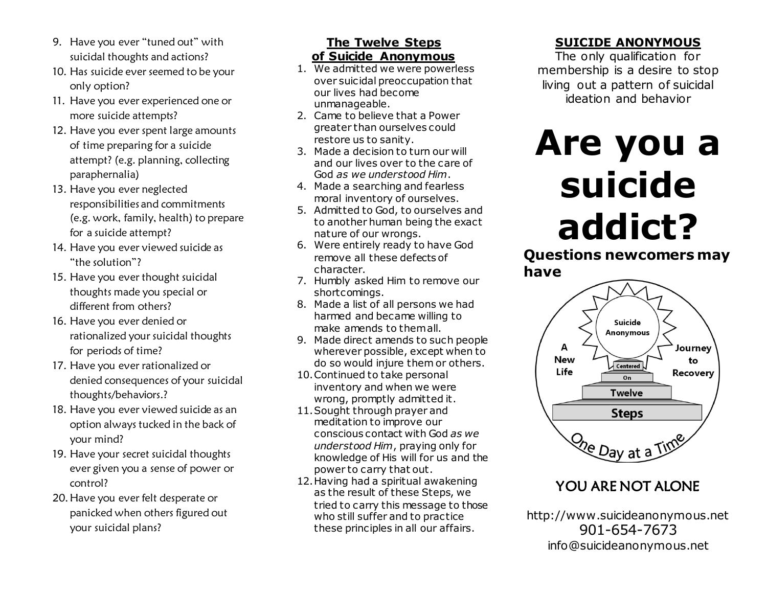9. Have you ever "tuned out" with suicidal thoughts and actions?
10. Has suicide ever seemed to be your only option?
11. Have you ever experienced one or more suicide attempts?
12. Have you ever spent large amounts of time preparing for a suicide attempt? (e.g. planning, collecting paraphernalia)
13. Have you ever neglected responsibilities and commitments (e.g. work, family, health) to prepare for a suicide attempt?
14. Have you ever viewed suicide as "the solution"?
15. Have you ever thought suicidal thoughts made you special or different from others?
16. Have you ever denied or rationalized your suicidal thoughts for periods of time?
17. Have you ever rationalized or denied consequences of your suicidal thoughts/behaviors.?
18. Have you ever viewed suicide as an option always tucked in the back of your mind?
19. Have your secret suicidal thoughts ever given you a sense of power or control?
20. Have you ever felt desperate or panicked when others figured out your suicidal plans?

## The Twelve Steps of Suicide Anonymous

1. We admitted we were powerless over suicidal preoccupation that our lives had become unmanageable.
2. Came to believe that a Power greater than ourselves could restore us to sanity.
3. Made a decision to turn our will and our lives over to the care of God *as we understood Him*.
4. Made a searching and fearless moral inventory of ourselves.
5. Admitted to God, to ourselves and to another human being the exact nature of our wrongs.
6. Were entirely ready to have God remove all these defects of character.
7. Humbly asked Him to remove our shortcomings.
8. Made a list of all persons we had harmed and became willing to make amends to them all.
9. Made direct amends to such people wherever possible, except when to do so would injure them or others.
10. Continued to take personal inventory and when we were wrong, promptly admitted it.
11. Sought through prayer and meditation to improve our conscious contact with God *as we understood Him*, praying only for knowledge of His will for us and the power to carry that out.
12. Having had a spiritual awakening as the result of these Steps, we tried to carry this message to those who still suffer and to practice these principles in all our affairs.

## SUICIDE ANONYMOUS

The only qualification for membership is a desire to stop living out a pattern of suicidal ideation and behavior

# Are you a suicide addict?

### Questions newcomers may have

Suicide Anonymous

A New Life

Journey to Recovery

Centered On Twelve Steps

One Day at a Time

YOU ARE NOT ALONE

http://www.suicideanonymous.net
901-654-7673
info@suicideanonymous.net